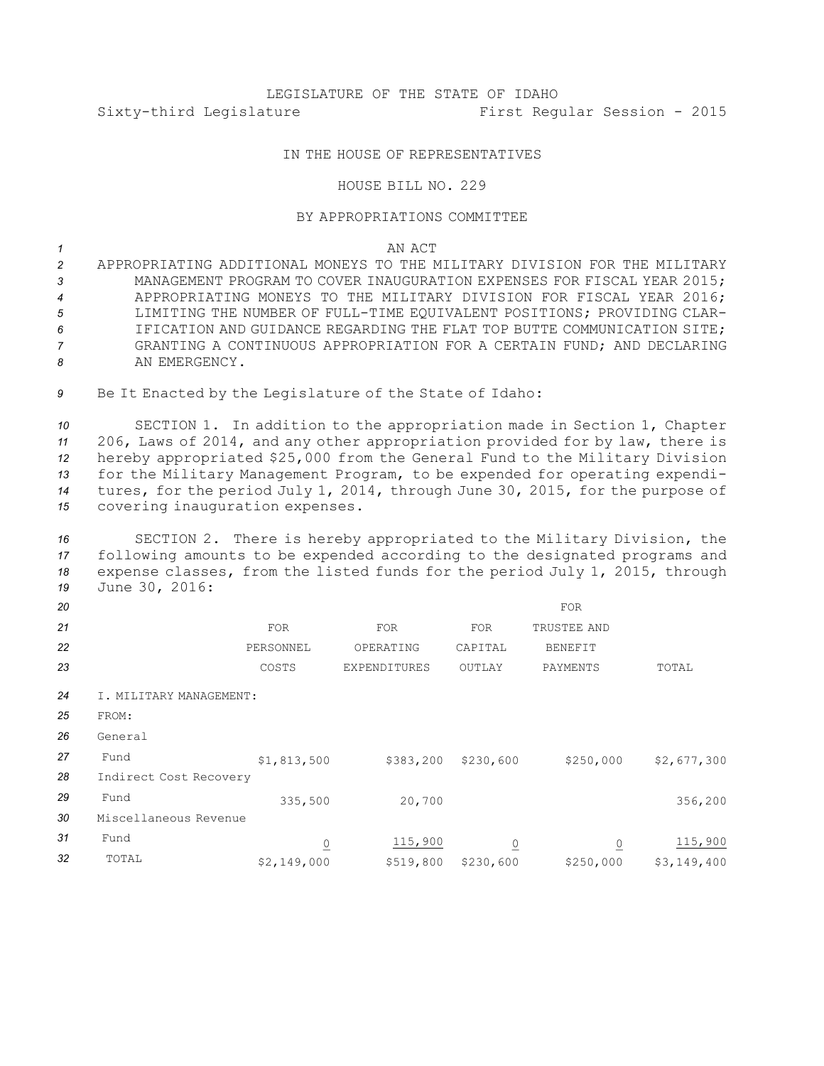LEGISLATURE OF THE STATE OF IDAHO

Sixty-third Legislature First Regular Session - 2015

IN THE HOUSE OF REPRESENTATIVES

HOUSE BILL NO. 229

BY APPROPRIATIONS COMMITTEE

AN ACT

APPROPRIATING ADDITIONAL MONEYS TO THE MILITARY DIVISION FOR THE MILITARY MANAGEMENT PROGRAM TO COVER INAUGURATION EXPENSES FOR FISCAL YEAR 2015; APPROPRIATING MONEYS TO THE MILITARY DIVISION FOR FISCAL YEAR 2016; LIMITING THE NUMBER OF FULL-TIME EQUIVALENT POSITIONS; PROVIDING CLARIFICATION AND GUIDANCE REGARDING THE FLAT TOP BUTTE COMMUNICATION SITE; GRANTING A CONTINUOUS APPROPRIATION FOR A CERTAIN FUND; AND DECLARING AN EMERGENCY.

Be It Enacted by the Legislature of the State of Idaho:

SECTION 1. In addition to the appropriation made in Section 1, Chapter 206, Laws of 2014, and any other appropriation provided for by law, there is hereby appropriated $25,000 from the General Fund to the Military Division for the Military Management Program, to be expended for operating expenditures, for the period July 1, 2014, through June 30, 2015, for the purpose of covering inauguration expenses.

SECTION 2. There is hereby appropriated to the Military Division, the following amounts to be expended according to the designated programs and expense classes, from the listed funds for the period July 1, 2015, through June 30, 2016:

| | FOR PERSONNEL COSTS | FOR OPERATING EXPENDITURES | FOR CAPITAL OUTLAY | FOR TRUSTEE AND BENEFIT PAYMENTS | TOTAL |
|---|---|---|---|---|---|
| I. MILITARY MANAGEMENT: | | | | | |
| FROM: | | | | | |
| General Fund | $1,813,500 | $383,200 | $230,600 | $250,000 | $2,677,300 |
| Indirect Cost Recovery Fund | 335,500 | 20,700 | | | 356,200 |
| Miscellaneous Revenue Fund | 0 | 115,900 | 0 | 0 | 115,900 |
| TOTAL | $2,149,000 | $519,800 | $230,600 | $250,000 | $3,149,400 |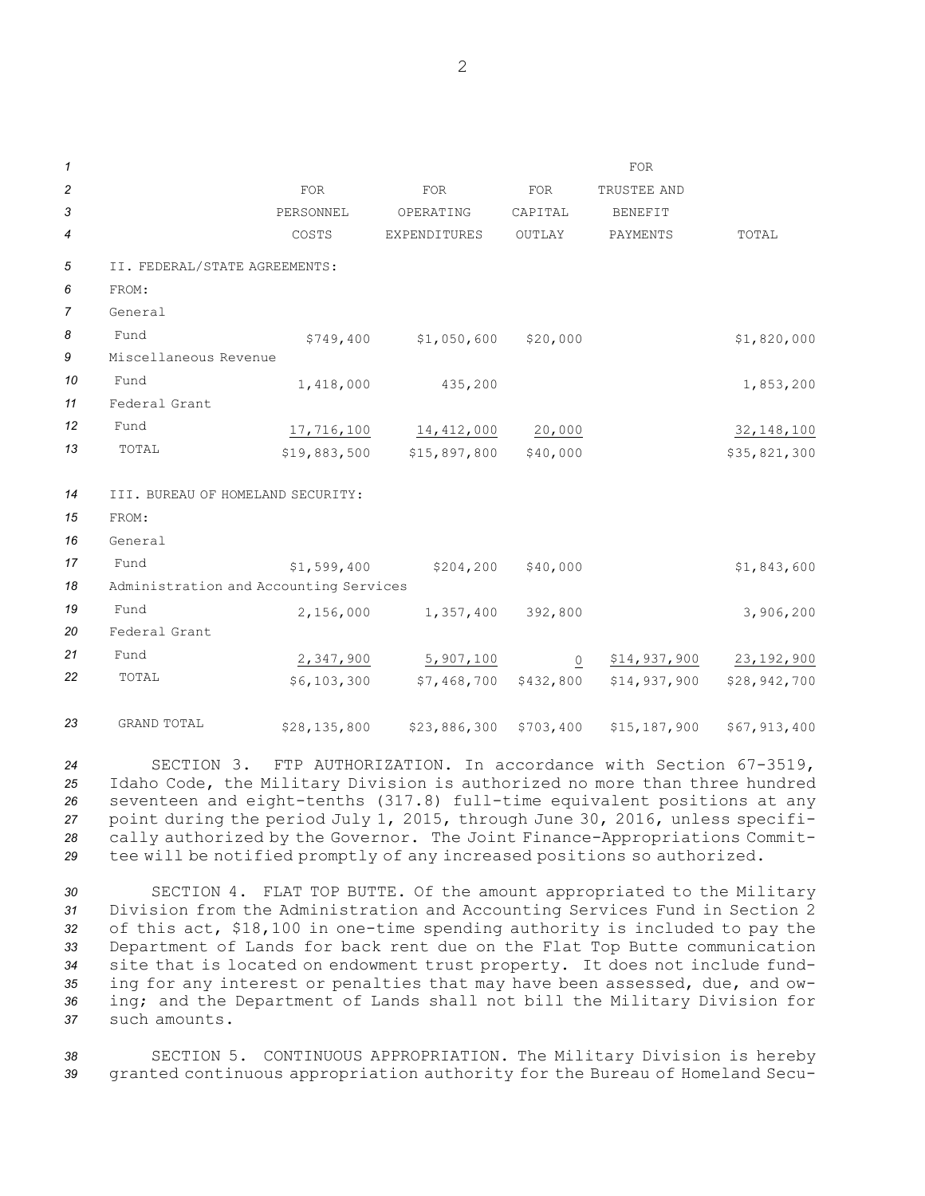| | FOR PERSONNEL COSTS | FOR OPERATING EXPENDITURES | FOR CAPITAL OUTLAY | FOR TRUSTEE AND BENEFIT PAYMENTS | TOTAL |
|---|---|---|---|---|---|
| **II. FEDERAL/STATE AGREEMENTS:** | | | | | |
| FROM: | | | | | |
| General Fund | $749,400 | $1,050,600 | $20,000 | | $1,820,000 |
| Miscellaneous Revenue Fund | 1,418,000 | 435,200 | | | 1,853,200 |
| Federal Grant Fund | 17,716,100 | 14,412,000 | 20,000 | | 32,148,100 |
| TOTAL | $19,883,500 | $15,897,800 | $40,000 | | $35,821,300 |
| **III. BUREAU OF HOMELAND SECURITY:** | | | | | |
| FROM: | | | | | |
| General Fund | $1,599,400 | $204,200 | $40,000 | | $1,843,600 |
| Administration and Accounting Services Fund | 2,156,000 | 1,357,400 | 392,800 | | 3,906,200 |
| Federal Grant Fund | 2,347,900 | 5,907,100 | 0 | $14,937,900 | 23,192,900 |
| TOTAL | $6,103,300 | $7,468,700 | $432,800 | $14,937,900 | $28,942,700 |
| GRAND TOTAL | $28,135,800 | $23,886,300 | $703,400 | $15,187,900 | $67,913,400 |

SECTION 3. FTP AUTHORIZATION. In accordance with Section 67-3519, Idaho Code, the Military Division is authorized no more than three hundred seventeen and eight-tenths (317.8) full-time equivalent positions at any point during the period July 1, 2015, through June 30, 2016, unless specifically authorized by the Governor. The Joint Finance-Appropriations Committee will be notified promptly of any increased positions so authorized.

SECTION 4. FLAT TOP BUTTE. Of the amount appropriated to the Military Division from the Administration and Accounting Services Fund in Section 2 of this act, $18,100 in one-time spending authority is included to pay the Department of Lands for back rent due on the Flat Top Butte communication site that is located on endowment trust property. It does not include funding for any interest or penalties that may have been assessed, due, and owing; and the Department of Lands shall not bill the Military Division for such amounts.

SECTION 5. CONTINUOUS APPROPRIATION. The Military Division is hereby granted continuous appropriation authority for the Bureau of Homeland Secu-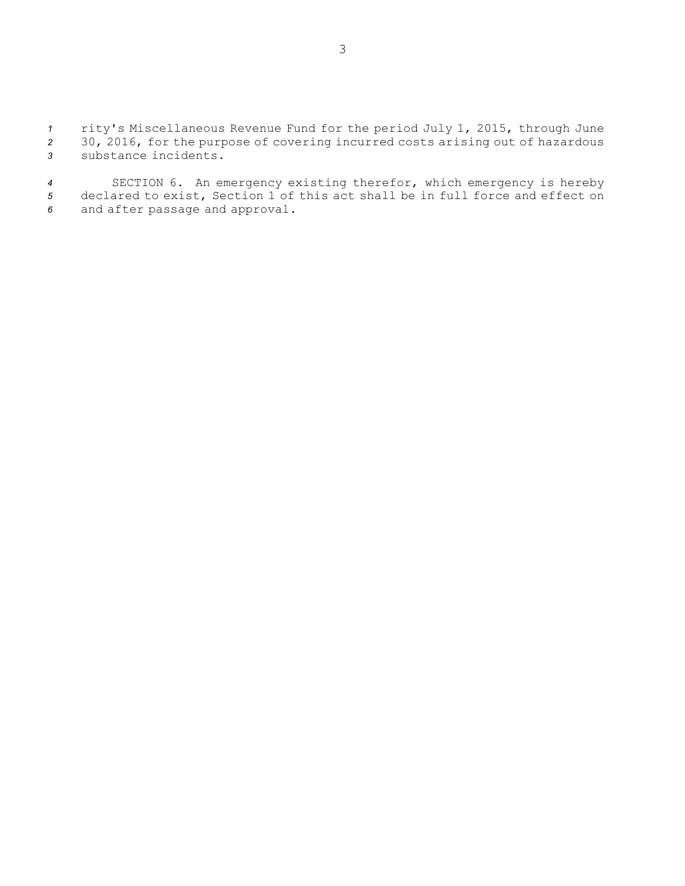rity's Miscellaneous Revenue Fund for the period July 1, 2015, through June 30, 2016, for the purpose of covering incurred costs arising out of hazardous substance incidents.

SECTION 6. An emergency existing therefor, which emergency is hereby declared to exist, Section 1 of this act shall be in full force and effect on and after passage and approval.